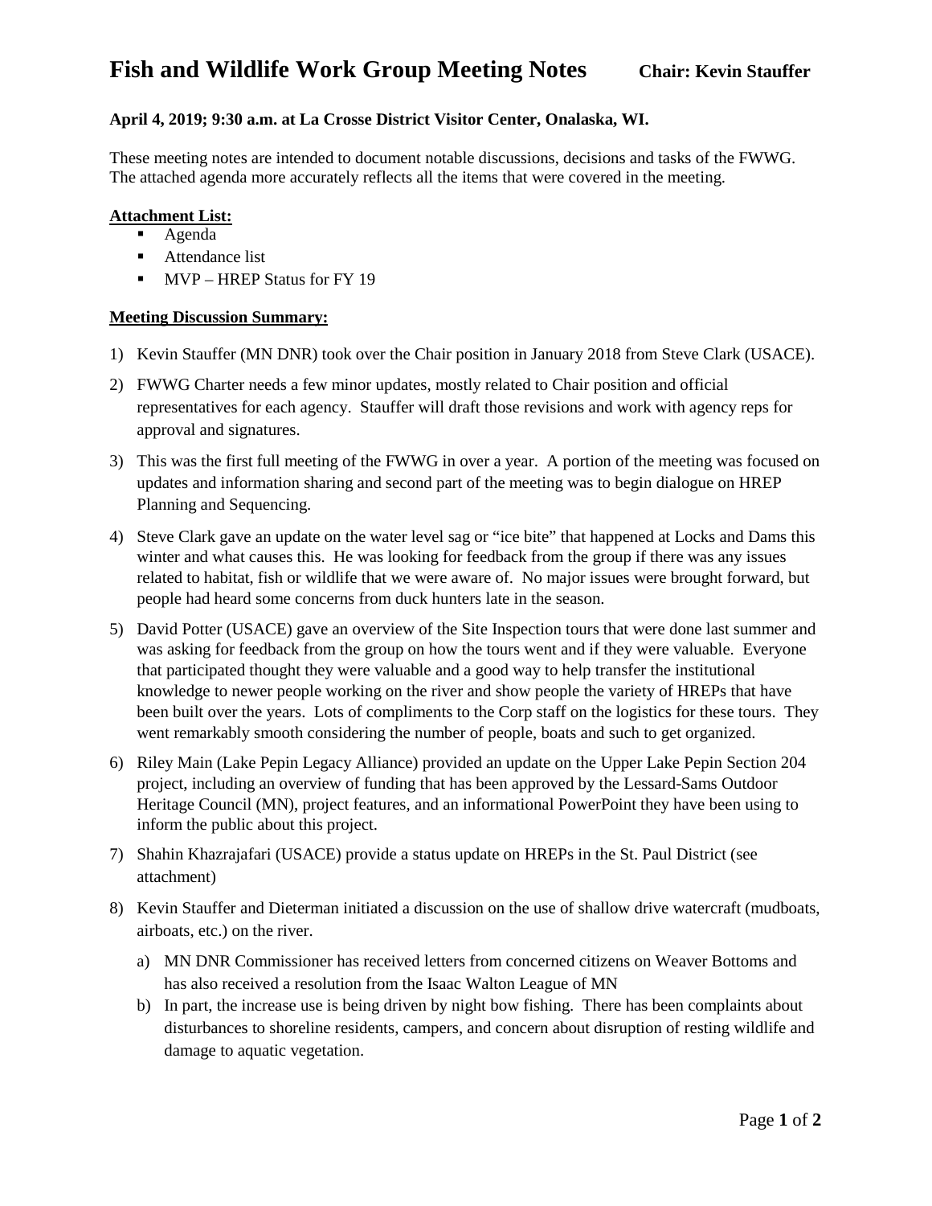# Fish and Wildlife Work Group Meeting Notes **Chair: Kevin Stauffer**

**April 4, 2019; 9:30 a.m. at La Crosse District Visitor Center, Onalaska, WI.**

These meeting notes are intended to document notable discussions, decisions and tasks of the FWWG. The attached agenda more accurately reflects all the items that were covered in the meeting.

**Attachment List:**

- Agenda
- Attendance list
- MVP – HREP Status for FY 19

**Meeting Discussion Summary:**

1) Kevin Stauffer (MN DNR) took over the Chair position in January 2018 from Steve Clark (USACE).
2) FWWG Charter needs a few minor updates, mostly related to Chair position and official representatives for each agency. Stauffer will draft those revisions and work with agency reps for approval and signatures.
3) This was the first full meeting of the FWWG in over a year. A portion of the meeting was focused on updates and information sharing and second part of the meeting was to begin dialogue on HREP Planning and Sequencing.
4) Steve Clark gave an update on the water level sag or "ice bite" that happened at Locks and Dams this winter and what causes this. He was looking for feedback from the group if there was any issues related to habitat, fish or wildlife that we were aware of. No major issues were brought forward, but people had heard some concerns from duck hunters late in the season.
5) David Potter (USACE) gave an overview of the Site Inspection tours that were done last summer and was asking for feedback from the group on how the tours went and if they were valuable. Everyone that participated thought they were valuable and a good way to help transfer the institutional knowledge to newer people working on the river and show people the variety of HREPs that have been built over the years. Lots of compliments to the Corp staff on the logistics for these tours. They went remarkably smooth considering the number of people, boats and such to get organized.
6) Riley Main (Lake Pepin Legacy Alliance) provided an update on the Upper Lake Pepin Section 204 project, including an overview of funding that has been approved by the Lessard-Sams Outdoor Heritage Council (MN), project features, and an informational PowerPoint they have been using to inform the public about this project.
7) Shahin Khazrajafari (USACE) provide a status update on HREPs in the St. Paul District (see attachment)
8) Kevin Stauffer and Dieterman initiated a discussion on the use of shallow drive watercraft (mudboats, airboats, etc.) on the river.
   a) MN DNR Commissioner has received letters from concerned citizens on Weaver Bottoms and has also received a resolution from the Isaac Walton League of MN
   b) In part, the increase use is being driven by night bow fishing. There has been complaints about disturbances to shoreline residents, campers, and concern about disruption of resting wildlife and damage to aquatic vegetation.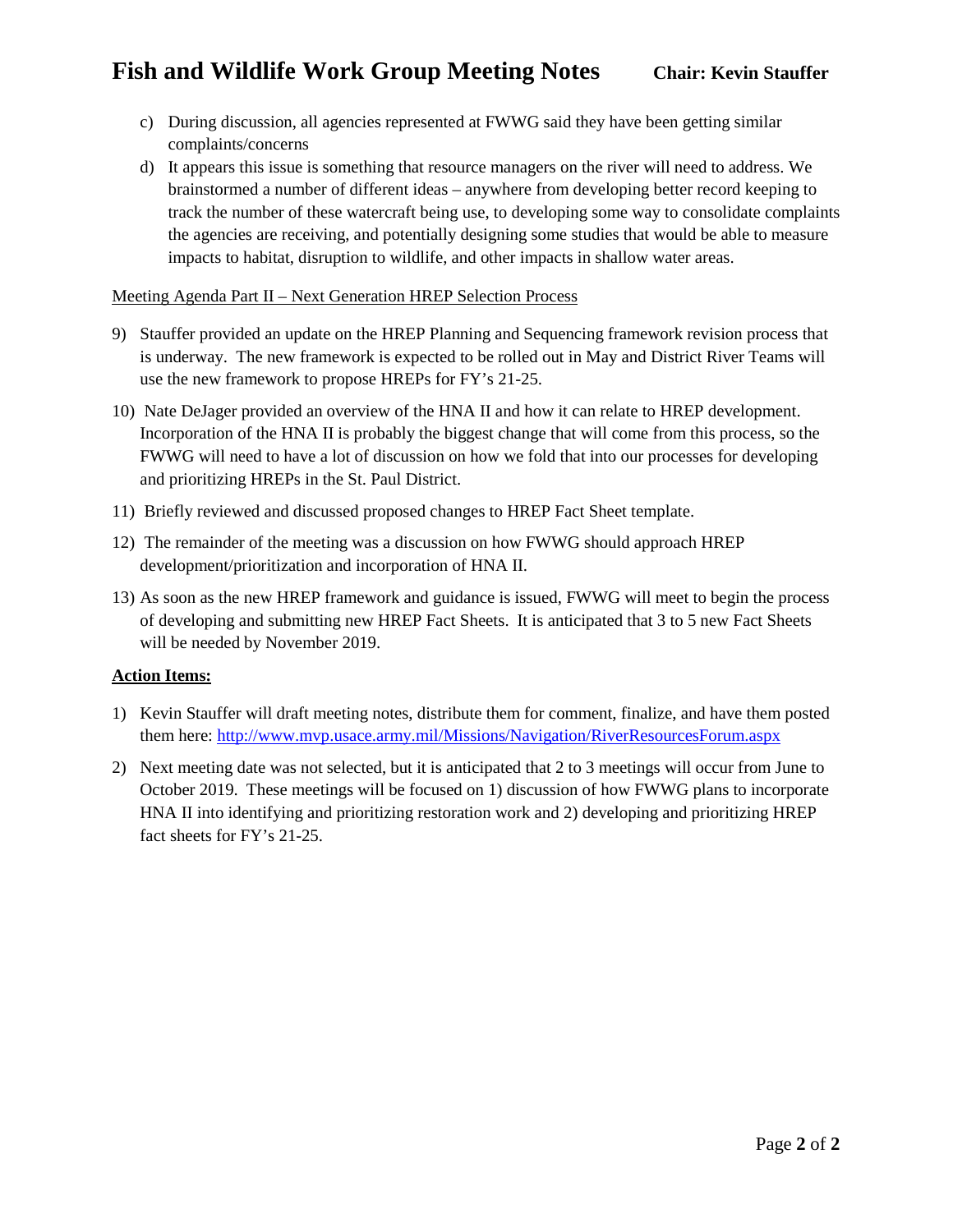c) During discussion, all agencies represented at FWWG said they have been getting similar complaints/concerns

d) It appears this issue is something that resource managers on the river will need to address. We brainstormed a number of different ideas – anywhere from developing better record keeping to track the number of these watercraft being use, to developing some way to consolidate complaints the agencies are receiving, and potentially designing some studies that would be able to measure impacts to habitat, disruption to wildlife, and other impacts in shallow water areas.

Meeting Agenda Part II – Next Generation HREP Selection Process

9) Stauffer provided an update on the HREP Planning and Sequencing framework revision process that is underway. The new framework is expected to be rolled out in May and District River Teams will use the new framework to propose HREPs for FY's 21-25.

10) Nate DeJager provided an overview of the HNA II and how it can relate to HREP development. Incorporation of the HNA II is probably the biggest change that will come from this process, so the FWWG will need to have a lot of discussion on how we fold that into our processes for developing and prioritizing HREPs in the St. Paul District.

11) Briefly reviewed and discussed proposed changes to HREP Fact Sheet template.

12) The remainder of the meeting was a discussion on how FWWG should approach HREP development/prioritization and incorporation of HNA II.

13) As soon as the new HREP framework and guidance is issued, FWWG will meet to begin the process of developing and submitting new HREP Fact Sheets. It is anticipated that 3 to 5 new Fact Sheets will be needed by November 2019.

**Action Items:**

1) Kevin Stauffer will draft meeting notes, distribute them for comment, finalize, and have them posted them here: http://www.mvp.usace.army.mil/Missions/Navigation/RiverResourcesForum.aspx

2) Next meeting date was not selected, but it is anticipated that 2 to 3 meetings will occur from June to October 2019. These meetings will be focused on 1) discussion of how FWWG plans to incorporate HNA II into identifying and prioritizing restoration work and 2) developing and prioritizing HREP fact sheets for FY's 21-25.